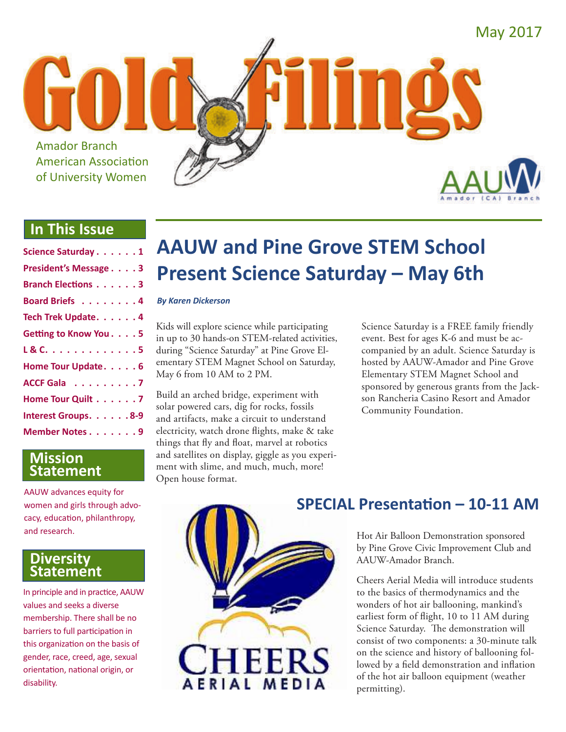May 2017

# Gold Filings

Amador Branch
American Association
of University Women

AAUW Amador (CA) Branch

## In This Issue

- Science Saturday . . . . . . 1
- President's Message . . . . 3
- Branch Elections . . . . . . 3
- Board Briefs . . . . . . . . 4
- Tech Trek Update. . . . . . 4
- Getting to Know You . . . . 5
- L & C. . . . . . . . . . . . . 5
- Home Tour Update. . . . . 6
- ACCF Gala . . . . . . . . . 7
- Home Tour Quilt . . . . . . 7
- Interest Groups. . . . . . 8-9
- Member Notes . . . . . . . 9

## Mission Statement

AAUW advances equity for women and girls through advocacy, education, philanthropy, and research.

## Diversity Statement

In principle and in practice, AAUW values and seeks a diverse membership. There shall be no barriers to full participation in this organization on the basis of gender, race, creed, age, sexual orientation, national origin, or disability.

# AAUW and Pine Grove STEM School Present Science Saturday – May 6th

*By Karen Dickerson*

Kids will explore science while participating in up to 30 hands-on STEM-related activities, during "Science Saturday" at Pine Grove Elementary STEM Magnet School on Saturday, May 6 from 10 AM to 2 PM.

Build an arched bridge, experiment with solar powered cars, dig for rocks, fossils and artifacts, make a circuit to understand electricity, watch drone flights, make & take things that fly and float, marvel at robotics and satellites on display, giggle as you experiment with slime, and much, much, more! Open house format.

Science Saturday is a FREE family friendly event. Best for ages K-6 and must be accompanied by an adult. Science Saturday is hosted by AAUW-Amador and Pine Grove Elementary STEM Magnet School and sponsored by generous grants from the Jackson Rancheria Casino Resort and Amador Community Foundation.

## SPECIAL Presentation – 10-11 AM

CHEERS AERIAL MEDIA

Hot Air Balloon Demonstration sponsored by Pine Grove Civic Improvement Club and AAUW-Amador Branch.

Cheers Aerial Media will introduce students to the basics of thermodynamics and the wonders of hot air ballooning, mankind's earliest form of flight, 10 to 11 AM during Science Saturday. The demonstration will consist of two components: a 30-minute talk on the science and history of ballooning followed by a field demonstration and inflation of the hot air balloon equipment (weather permitting).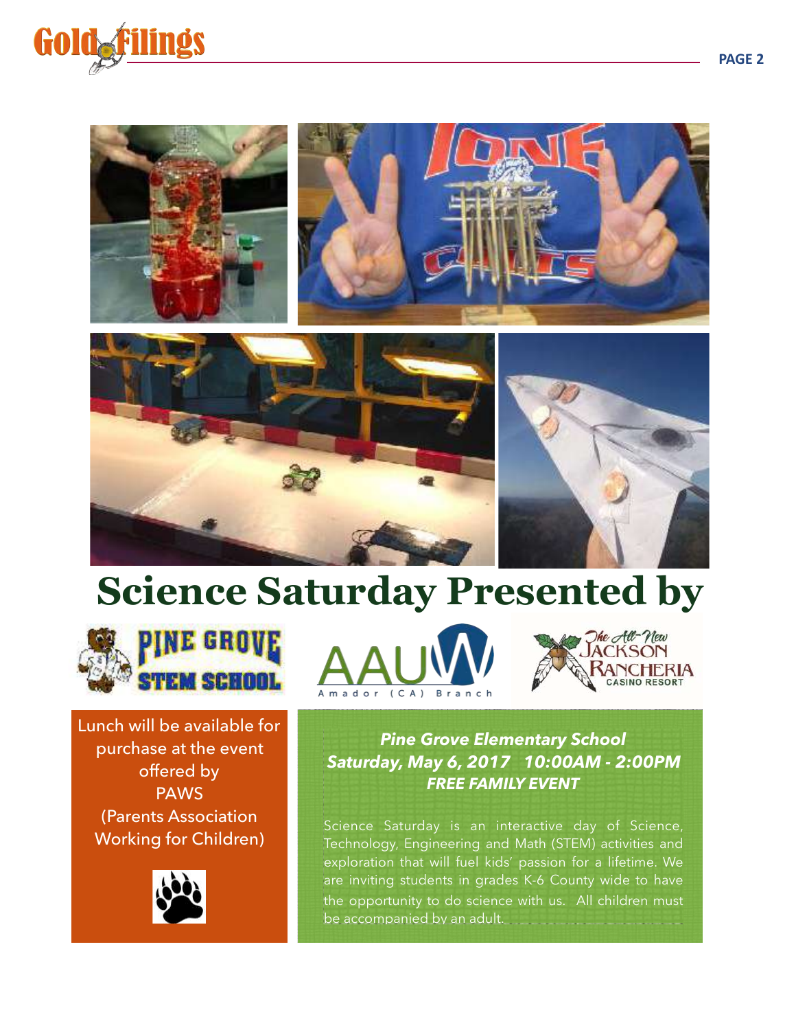# Science Saturday Presented by

Lunch will be available for purchase at the event offered by PAWS (Parents Association Working for Children)

***Pine Grove Elementary School***
***Saturday, May 6, 2017   10:00AM - 2:00PM***
***FREE FAMILY EVENT***

Science Saturday is an interactive day of Science, Technology, Engineering and Math (STEM) activities and exploration that will fuel kids' passion for a lifetime. We are inviting students in grades K-6 County wide to have the opportunity to do science with us. All children must be accompanied by an adult.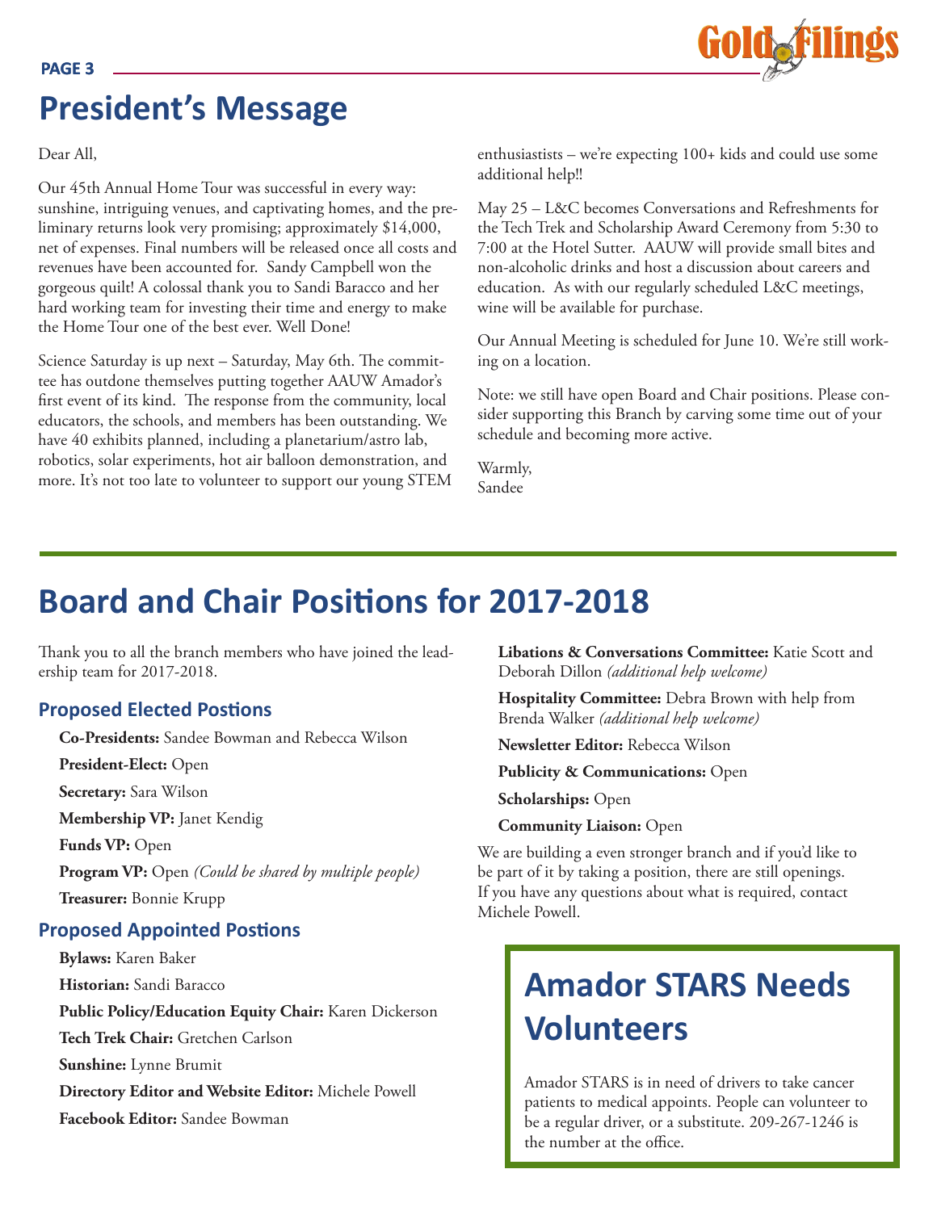# President's Message

Dear All,

Our 45th Annual Home Tour was successful in every way: sunshine, intriguing venues, and captivating homes, and the preliminary returns look very promising; approximately $14,000, net of expenses. Final numbers will be released once all costs and revenues have been accounted for. Sandy Campbell won the gorgeous quilt! A colossal thank you to Sandi Baracco and her hard working team for investing their time and energy to make the Home Tour one of the best ever. Well Done!

Science Saturday is up next – Saturday, May 6th. The committee has outdone themselves putting together AAUW Amador's first event of its kind. The response from the community, local educators, the schools, and members has been outstanding. We have 40 exhibits planned, including a planetarium/astro lab, robotics, solar experiments, hot air balloon demonstration, and more. It's not too late to volunteer to support our young STEM enthusiastists – we're expecting 100+ kids and could use some additional help!!

May 25 – L&C becomes Conversations and Refreshments for the Tech Trek and Scholarship Award Ceremony from 5:30 to 7:00 at the Hotel Sutter. AAUW will provide small bites and non-alcoholic drinks and host a discussion about careers and education. As with our regularly scheduled L&C meetings, wine will be available for purchase.

Our Annual Meeting is scheduled for June 10. We're still working on a location.

Note: we still have open Board and Chair positions. Please consider supporting this Branch by carving some time out of your schedule and becoming more active.

Warmly,
Sandee

# Board and Chair Positions for 2017-2018

Thank you to all the branch members who have joined the leadership team for 2017-2018.

### Proposed Elected Postions

**Co-Presidents:** Sandee Bowman and Rebecca Wilson

**President-Elect:** Open

**Secretary:** Sara Wilson

**Membership VP:** Janet Kendig

**Funds VP:** Open

**Program VP:** Open *(Could be shared by multiple people)*

**Treasurer:** Bonnie Krupp

### Proposed Appointed Postions

**Bylaws:** Karen Baker

**Historian:** Sandi Baracco

**Public Policy/Education Equity Chair:** Karen Dickerson

**Tech Trek Chair:** Gretchen Carlson

**Sunshine:** Lynne Brumit

**Directory Editor and Website Editor:** Michele Powell

**Facebook Editor:** Sandee Bowman

**Libations & Conversations Committee:** Katie Scott and Deborah Dillon *(additional help welcome)*

**Hospitality Committee:** Debra Brown with help from Brenda Walker *(additional help welcome)*

**Newsletter Editor:** Rebecca Wilson

**Publicity & Communications:** Open

**Scholarships:** Open

**Community Liaison:** Open

We are building a even stronger branch and if you'd like to be part of it by taking a position, there are still openings. If you have any questions about what is required, contact Michele Powell.

# Amador STARS Needs Volunteers

Amador STARS is in need of drivers to take cancer patients to medical appoints. People can volunteer to be a regular driver, or a substitute. 209-267-1246 is the number at the office.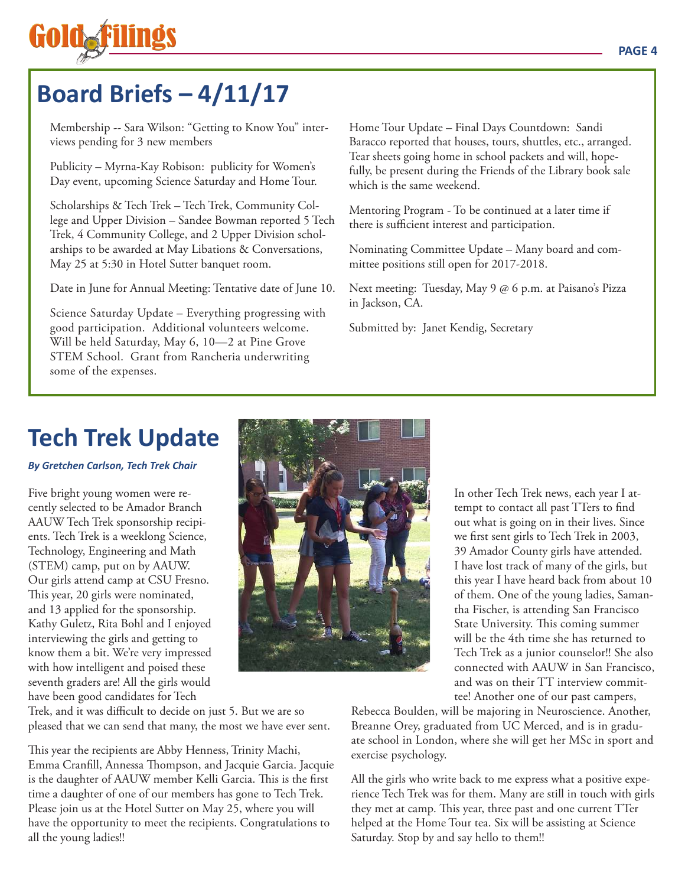## Board Briefs – 4/11/17

Membership -- Sara Wilson: "Getting to Know You" interviews pending for 3 new members

Publicity – Myrna-Kay Robison: publicity for Women's Day event, upcoming Science Saturday and Home Tour.

Scholarships & Tech Trek – Tech Trek, Community College and Upper Division – Sandee Bowman reported 5 Tech Trek, 4 Community College, and 2 Upper Division scholarships to be awarded at May Libations & Conversations, May 25 at 5:30 in Hotel Sutter banquet room.

Date in June for Annual Meeting: Tentative date of June 10.

Science Saturday Update – Everything progressing with good participation. Additional volunteers welcome. Will be held Saturday, May 6, 10—2 at Pine Grove STEM School. Grant from Rancheria underwriting some of the expenses.

Home Tour Update – Final Days Countdown: Sandi Baracco reported that houses, tours, shuttles, etc., arranged. Tear sheets going home in school packets and will, hopefully, be present during the Friends of the Library book sale which is the same weekend.

Mentoring Program - To be continued at a later time if there is sufficient interest and participation.

Nominating Committee Update – Many board and committee positions still open for 2017-2018.

Next meeting: Tuesday, May 9 @ 6 p.m. at Paisano's Pizza in Jackson, CA.

Submitted by: Janet Kendig, Secretary

## Tech Trek Update

***By Gretchen Carlson, Tech Trek Chair***

Five bright young women were recently selected to be Amador Branch AAUW Tech Trek sponsorship recipients. Tech Trek is a weeklong Science, Technology, Engineering and Math (STEM) camp, put on by AAUW. Our girls attend camp at CSU Fresno. This year, 20 girls were nominated, and 13 applied for the sponsorship. Kathy Guletz, Rita Bohl and I enjoyed interviewing the girls and getting to know them a bit. We're very impressed with how intelligent and poised these seventh graders are! All the girls would have been good candidates for Tech Trek, and it was difficult to decide on just 5. But we are so pleased that we can send that many, the most we have ever sent.

This year the recipients are Abby Henness, Trinity Machi, Emma Cranfill, Annessa Thompson, and Jacquie Garcia. Jacquie is the daughter of AAUW member Kelli Garcia. This is the first time a daughter of one of our members has gone to Tech Trek. Please join us at the Hotel Sutter on May 25, where you will have the opportunity to meet the recipients. Congratulations to all the young ladies!!

In other Tech Trek news, each year I attempt to contact all past TTers to find out what is going on in their lives. Since we first sent girls to Tech Trek in 2003, 39 Amador County girls have attended. I have lost track of many of the girls, but this year I have heard back from about 10 of them. One of the young ladies, Samantha Fischer, is attending San Francisco State University. This coming summer will be the 4th time she has returned to Tech Trek as a junior counselor!! She also connected with AAUW in San Francisco, and was on their TT interview committee! Another one of our past campers, Rebecca Boulden, will be majoring in Neuroscience. Another, Breanne Orey, graduated from UC Merced, and is in graduate school in London, where she will get her MSc in sport and exercise psychology.

All the girls who write back to me express what a positive experience Tech Trek was for them. Many are still in touch with girls they met at camp. This year, three past and one current TTer helped at the Home Tour tea. Six will be assisting at Science Saturday. Stop by and say hello to them!!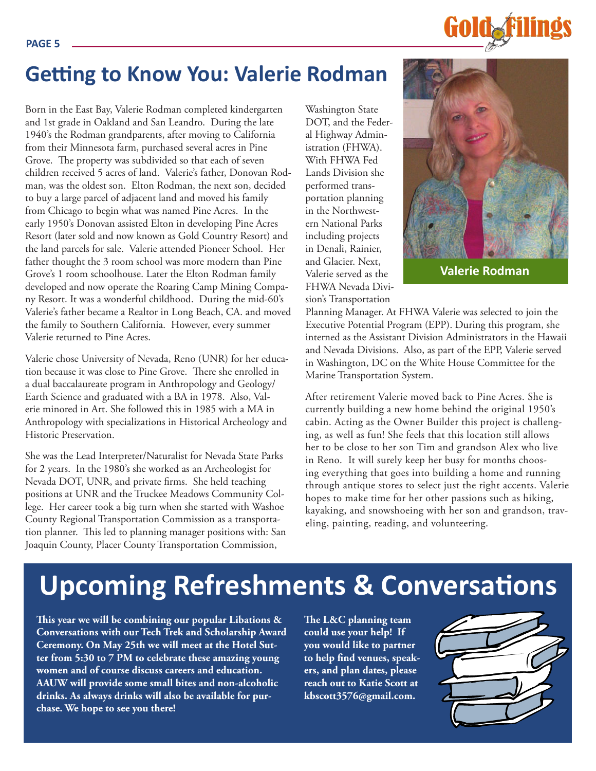## Getting to Know You: Valerie Rodman

Born in the East Bay, Valerie Rodman completed kindergarten and 1st grade in Oakland and San Leandro. During the late 1940's the Rodman grandparents, after moving to California from their Minnesota farm, purchased several acres in Pine Grove. The property was subdivided so that each of seven children received 5 acres of land. Valerie's father, Donovan Rodman, was the oldest son. Elton Rodman, the next son, decided to buy a large parcel of adjacent land and moved his family from Chicago to begin what was named Pine Acres. In the early 1950's Donovan assisted Elton in developing Pine Acres Resort (later sold and now known as Gold Country Resort) and the land parcels for sale. Valerie attended Pioneer School. Her father thought the 3 room school was more modern than Pine Grove's 1 room schoolhouse. Later the Elton Rodman family developed and now operate the Roaring Camp Mining Company Resort. It was a wonderful childhood. During the mid-60's Valerie's father became a Realtor in Long Beach, CA. and moved the family to Southern California. However, every summer Valerie returned to Pine Acres.

Valerie chose University of Nevada, Reno (UNR) for her education because it was close to Pine Grove. There she enrolled in a dual baccalaureate program in Anthropology and Geology/Earth Science and graduated with a BA in 1978. Also, Valerie minored in Art. She followed this in 1985 with a MA in Anthropology with specializations in Historical Archeology and Historic Preservation.

She was the Lead Interpreter/Naturalist for Nevada State Parks for 2 years. In the 1980's she worked as an Archeologist for Nevada DOT, UNR, and private firms. She held teaching positions at UNR and the Truckee Meadows Community College. Her career took a big turn when she started with Washoe County Regional Transportation Commission as a transportation planner. This led to planning manager positions with: San Joaquin County, Placer County Transportation Commission, Washington State DOT, and the Federal Highway Administration (FHWA). With FHWA Fed Lands Division she performed transportation planning in the Northwestern National Parks including projects in Denali, Rainier, and Glacier. Next, Valerie served as the FHWA Nevada Division's Transportation Planning Manager. At FHWA Valerie was selected to join the Executive Potential Program (EPP). During this program, she interned as the Assistant Division Administrators in the Hawaii and Nevada Divisions. Also, as part of the EPP, Valerie served in Washington, DC on the White House Committee for the Marine Transportation System.

Valerie Rodman

After retirement Valerie moved back to Pine Acres. She is currently building a new home behind the original 1950's cabin. Acting as the Owner Builder this project is challenging, as well as fun! She feels that this location still allows her to be close to her son Tim and grandson Alex who live in Reno. It will surely keep her busy for months choosing everything that goes into building a home and running through antique stores to select just the right accents. Valerie hopes to make time for her other passions such as hiking, kayaking, and snowshoeing with her son and grandson, traveling, painting, reading, and volunteering.

# Upcoming Refreshments & Conversations

**This year we will be combining our popular Libations & Conversations with our Tech Trek and Scholarship Award Ceremony. On May 25th we will meet at the Hotel Sutter from 5:30 to 7 PM to celebrate these amazing young women and of course discuss careers and education. AAUW will provide some small bites and non-alcoholic drinks. As always drinks will also be available for purchase. We hope to see you there!**

**The L&C planning team could use your help! If you would like to partner to help find venues, speakers, and plan dates, please reach out to Katie Scott at kbscott3576@gmail.com.**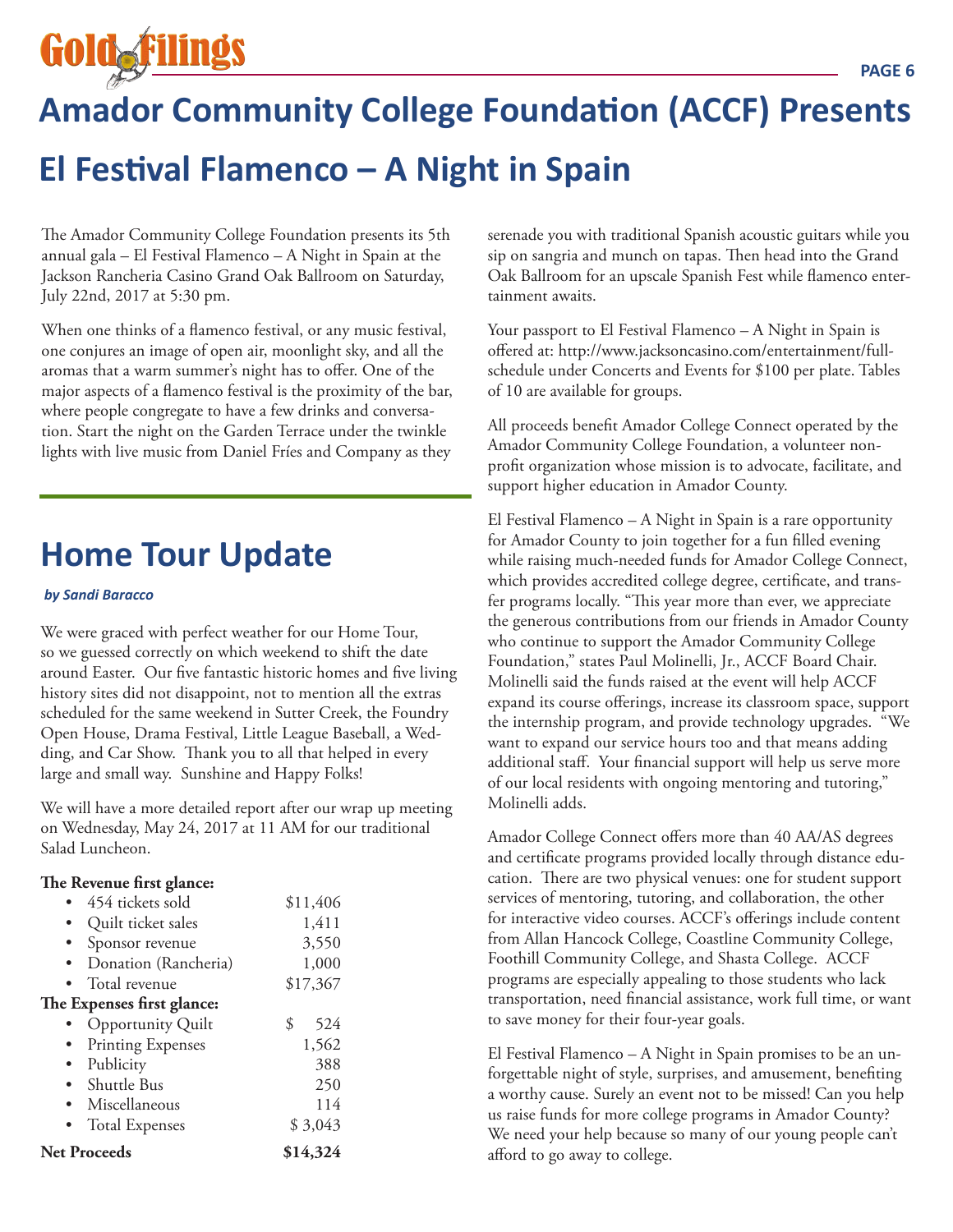# Amador Community College Foundation (ACCF) Presents

# El Festival Flamenco – A Night in Spain

The Amador Community College Foundation presents its 5th annual gala – El Festival Flamenco – A Night in Spain at the Jackson Rancheria Casino Grand Oak Ballroom on Saturday, July 22nd, 2017 at 5:30 pm.

When one thinks of a flamenco festival, or any music festival, one conjures an image of open air, moonlight sky, and all the aromas that a warm summer's night has to offer. One of the major aspects of a flamenco festival is the proximity of the bar, where people congregate to have a few drinks and conversation. Start the night on the Garden Terrace under the twinkle lights with live music from Daniel Fríes and Company as they serenade you with traditional Spanish acoustic guitars while you sip on sangria and munch on tapas. Then head into the Grand Oak Ballroom for an upscale Spanish Fest while flamenco entertainment awaits.

Your passport to El Festival Flamenco – A Night in Spain is offered at: http://www.jacksoncasino.com/entertainment/full-schedule under Concerts and Events for $100 per plate. Tables of 10 are available for groups.

All proceeds benefit Amador College Connect operated by the Amador Community College Foundation, a volunteer non-profit organization whose mission is to advocate, facilitate, and support higher education in Amador County.

El Festival Flamenco – A Night in Spain is a rare opportunity for Amador County to join together for a fun filled evening while raising much-needed funds for Amador College Connect, which provides accredited college degree, certificate, and transfer programs locally. "This year more than ever, we appreciate the generous contributions from our friends in Amador County who continue to support the Amador Community College Foundation," states Paul Molinelli, Jr., ACCF Board Chair. Molinelli said the funds raised at the event will help ACCF expand its course offerings, increase its classroom space, support the internship program, and provide technology upgrades. "We want to expand our service hours too and that means adding additional staff. Your financial support will help us serve more of our local residents with ongoing mentoring and tutoring," Molinelli adds.

Amador College Connect offers more than 40 AA/AS degrees and certificate programs provided locally through distance education. There are two physical venues: one for student support services of mentoring, tutoring, and collaboration, the other for interactive video courses. ACCF's offerings include content from Allan Hancock College, Coastline Community College, Foothill Community College, and Shasta College. ACCF programs are especially appealing to those students who lack transportation, need financial assistance, work full time, or want to save money for their four-year goals.

El Festival Flamenco – A Night in Spain promises to be an unforgettable night of style, surprises, and amusement, benefiting a worthy cause. Surely an event not to be missed! Can you help us raise funds for more college programs in Amador County? We need your help because so many of our young people can't afford to go away to college.

# Home Tour Update

***by Sandi Baracco***

We were graced with perfect weather for our Home Tour, so we guessed correctly on which weekend to shift the date around Easter. Our five fantastic historic homes and five living history sites did not disappoint, not to mention all the extras scheduled for the same weekend in Sutter Creek, the Foundry Open House, Drama Festival, Little League Baseball, a Wedding, and Car Show. Thank you to all that helped in every large and small way. Sunshine and Happy Folks!

We will have a more detailed report after our wrap up meeting on Wednesday, May 24, 2017 at 11 AM for our traditional Salad Luncheon.

| | |
|---|---|
| **The Revenue first glance:** | |
| • 454 tickets sold | $11,406 |
| • Quilt ticket sales | 1,411 |
| • Sponsor revenue | 3,550 |
| • Donation (Rancheria) | 1,000 |
| • Total revenue | $17,367 |
| **The Expenses first glance:** | |
| • Opportunity Quilt | $ 524 |
| • Printing Expenses | 1,562 |
| • Publicity | 388 |
| • Shuttle Bus | 250 |
| • Miscellaneous | 114 |
| • Total Expenses | $ 3,043 |
| **Net Proceeds** | **$14,324** |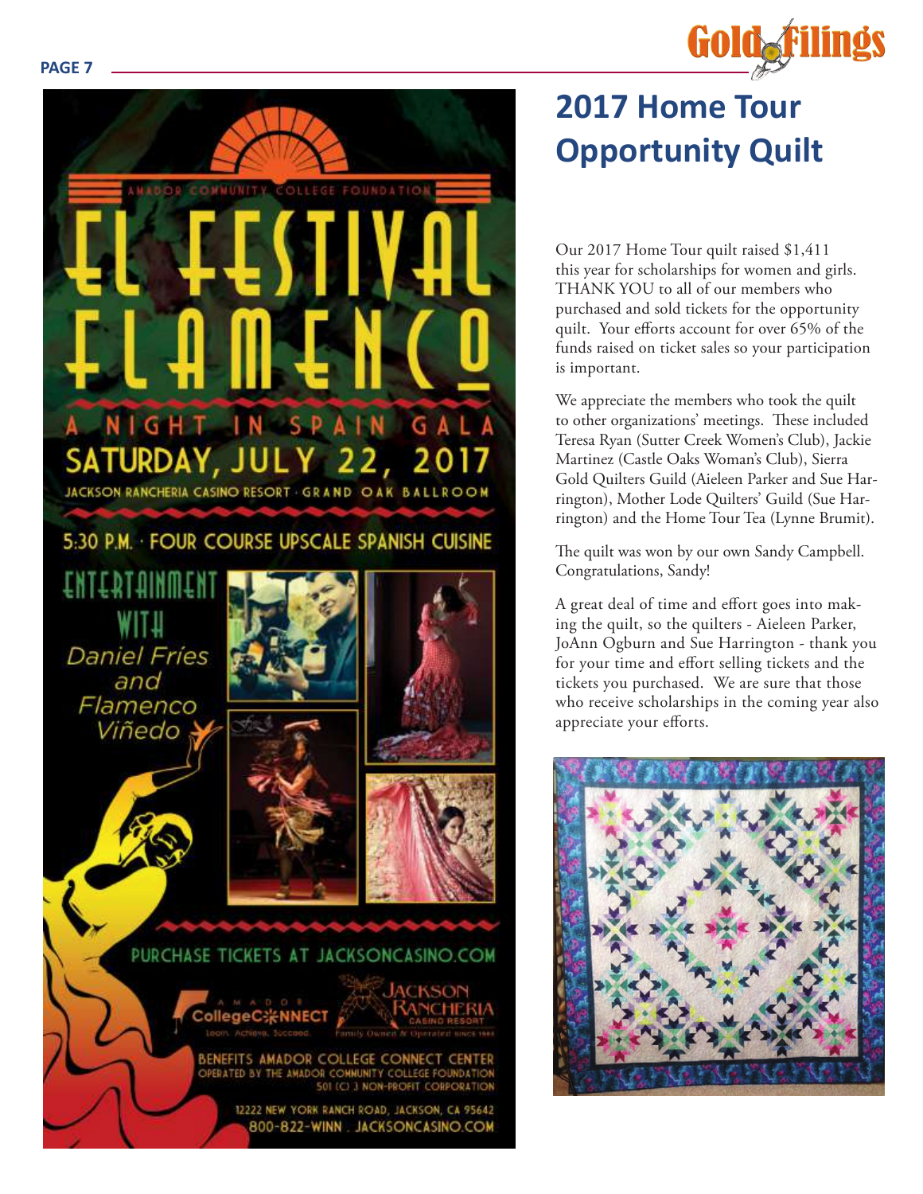## 2017 Home Tour Opportunity Quilt

Our 2017 Home Tour quilt raised $1,411 this year for scholarships for women and girls. THANK YOU to all of our members who purchased and sold tickets for the opportunity quilt. Your efforts account for over 65% of the funds raised on ticket sales so your participation is important.

We appreciate the members who took the quilt to other organizations' meetings. These included Teresa Ryan (Sutter Creek Women's Club), Jackie Martinez (Castle Oaks Woman's Club), Sierra Gold Quilters Guild (Aieleen Parker and Sue Harrington), Mother Lode Quilters' Guild (Sue Harrington) and the Home Tour Tea (Lynne Brumit).

The quilt was won by our own Sandy Campbell. Congratulations, Sandy!

A great deal of time and effort goes into making the quilt, so the quilters - Aieleen Parker, JoAnn Ogburn and Sue Harrington - thank you for your time and effort selling tickets and the tickets you purchased. We are sure that those who receive scholarships in the coming year also appreciate your efforts.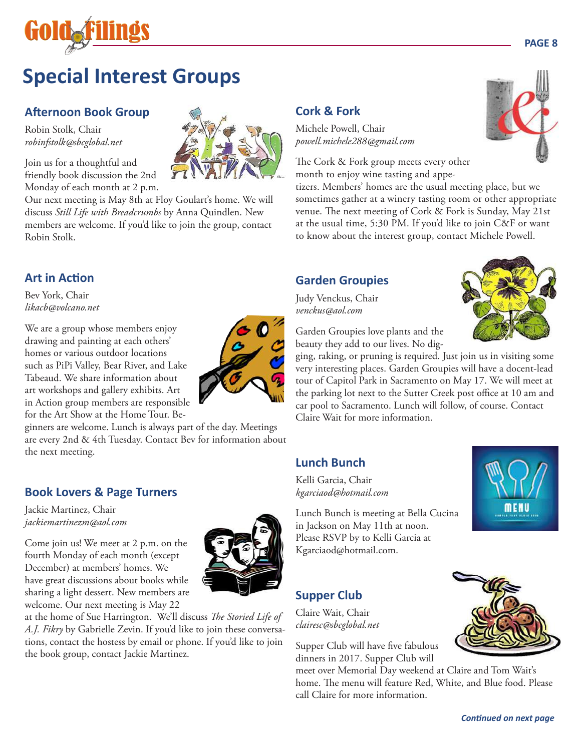# Special Interest Groups

## Afternoon Book Group

Robin Stolk, Chair
*robinfstolk@sbcglobal.net*

Join us for a thoughtful and friendly book discussion the 2nd Monday of each month at 2 p.m. Our next meeting is May 8th at Floy Goulart's home. We will discuss *Still Life with Breadcrumbs* by Anna Quindlen. New members are welcome. If you'd like to join the group, contact Robin Stolk.

## Art in Action

Bev York, Chair
*likacb@volcano.net*

We are a group whose members enjoy drawing and painting at each others' homes or various outdoor locations such as PiPi Valley, Bear River, and Lake Tabeaud. We share information about art workshops and gallery exhibits. Art in Action group members are responsible for the Art Show at the Home Tour. Beginners are welcome. Lunch is always part of the day. Meetings are every 2nd & 4th Tuesday. Contact Bev for information about the next meeting.

## Book Lovers & Page Turners

Jackie Martinez, Chair
*jackiemartinezm@aol.com*

Come join us! We meet at 2 p.m. on the fourth Monday of each month (except December) at members' homes. We have great discussions about books while sharing a light dessert. New members are welcome. Our next meeting is May 22 at the home of Sue Harrington. We'll discuss *The Storied Life of A.J. Fikry* by Gabrielle Zevin. If you'd like to join these conversations, contact the hostess by email or phone. If you'd like to join the book group, contact Jackie Martinez.

## Cork & Fork

Michele Powell, Chair
*powell.michele288@gmail.com*

The Cork & Fork group meets every other month to enjoy wine tasting and appetizers. Members' homes are the usual meeting place, but we sometimes gather at a winery tasting room or other appropriate venue. The next meeting of Cork & Fork is Sunday, May 21st at the usual time, 5:30 PM. If you'd like to join C&F or want to know about the interest group, contact Michele Powell.

## Garden Groupies

Judy Venckus, Chair
*venckus@aol.com*

Garden Groupies love plants and the beauty they add to our lives. No digging, raking, or pruning is required. Just join us in visiting some very interesting places. Garden Groupies will have a docent-lead tour of Capitol Park in Sacramento on May 17. We will meet at the parking lot next to the Sutter Creek post office at 10 am and car pool to Sacramento. Lunch will follow, of course. Contact Claire Wait for more information.

## Lunch Bunch

Kelli Garcia, Chair
*kgarciaod@hotmail.com*

Lunch Bunch is meeting at Bella Cucina in Jackson on May 11th at noon. Please RSVP by to Kelli Garcia at Kgarciaod@hotmail.com.

## Supper Club

Claire Wait, Chair
*clairesc@sbcglobal.net*

Supper Club will have five fabulous dinners in 2017. Supper Club will meet over Memorial Day weekend at Claire and Tom Wait's home. The menu will feature Red, White, and Blue food. Please call Claire for more information.

***Continued on next page***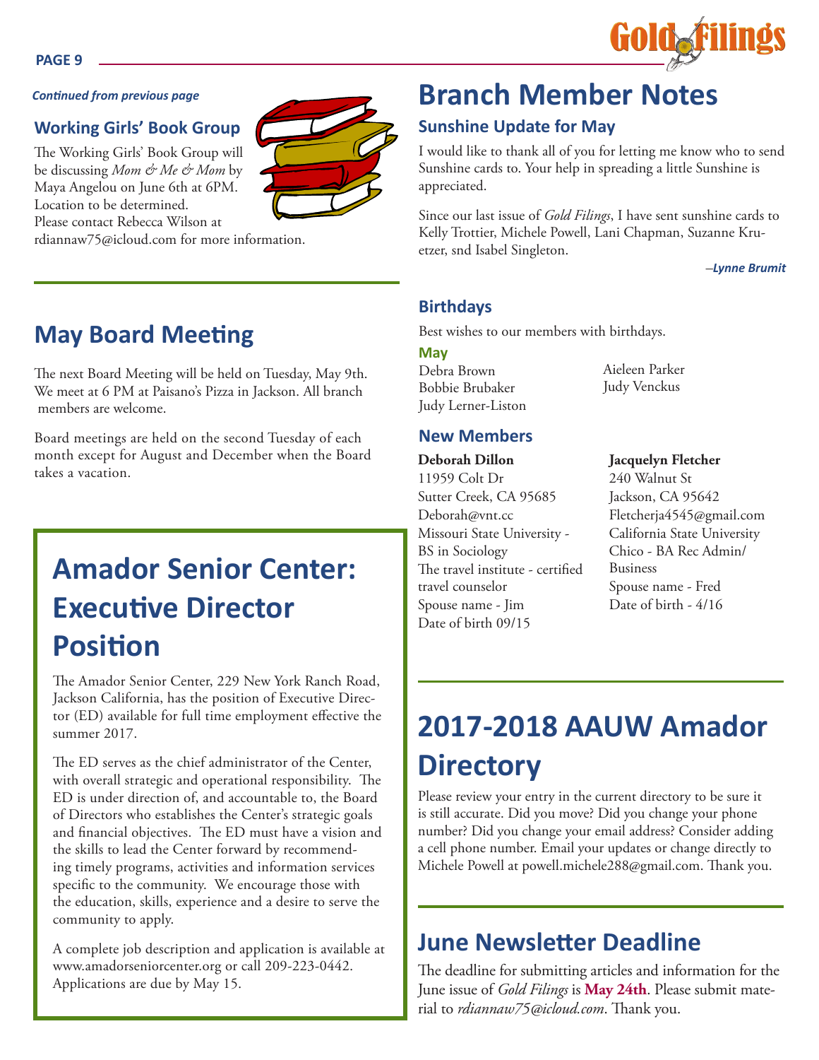*Continued from previous page*

### Working Girls' Book Group

The Working Girls' Book Group will be discussing *Mom & Me & Mom* by Maya Angelou on June 6th at 6PM. Location to be determined. Please contact Rebecca Wilson at rdiannaw75@icloud.com for more information.

## May Board Meeting

The next Board Meeting will be held on Tuesday, May 9th. We meet at 6 PM at Paisano's Pizza in Jackson. All branch members are welcome.

Board meetings are held on the second Tuesday of each month except for August and December when the Board takes a vacation.

## Amador Senior Center: Executive Director Position

The Amador Senior Center, 229 New York Ranch Road, Jackson California, has the position of Executive Director (ED) available for full time employment effective the summer 2017.

The ED serves as the chief administrator of the Center, with overall strategic and operational responsibility. The ED is under direction of, and accountable to, the Board of Directors who establishes the Center's strategic goals and financial objectives. The ED must have a vision and the skills to lead the Center forward by recommending timely programs, activities and information services specific to the community. We encourage those with the education, skills, experience and a desire to serve the community to apply.

A complete job description and application is available at www.amadorseniorcenter.org or call 209-223-0442. Applications are due by May 15.

# Branch Member Notes

### Sunshine Update for May

I would like to thank all of you for letting me know who to send Sunshine cards to. Your help in spreading a little Sunshine is appreciated.

Since our last issue of *Gold Filings*, I have sent sunshine cards to Kelly Trottier, Michele Powell, Lani Chapman, Suzanne Kruetzer, snd Isabel Singleton.

*–Lynne Brumit*

### Birthdays

Best wishes to our members with birthdays.

**May**

Debra Brown
Bobbie Brubaker
Judy Lerner-Liston
Aieleen Parker
Judy Venckus

### New Members

**Deborah Dillon**
11959 Colt Dr
Sutter Creek, CA 95685
Deborah@vnt.cc
Missouri State University - BS in Sociology
The travel institute - certified travel counselor
Spouse name - Jim
Date of birth 09/15

**Jacquelyn Fletcher**
240 Walnut St
Jackson, CA 95642
Fletcherja4545@gmail.com
California State University Chico - BA Rec Admin/ Business
Spouse name - Fred
Date of birth - 4/16

## 2017-2018 AAUW Amador Directory

Please review your entry in the current directory to be sure it is still accurate. Did you move? Did you change your phone number? Did you change your email address? Consider adding a cell phone number. Email your updates or change directly to Michele Powell at powell.michele288@gmail.com. Thank you.

## June Newsletter Deadline

The deadline for submitting articles and information for the June issue of *Gold Filings* is **May 24th**. Please submit material to *rdiannaw75@icloud.com*. Thank you.